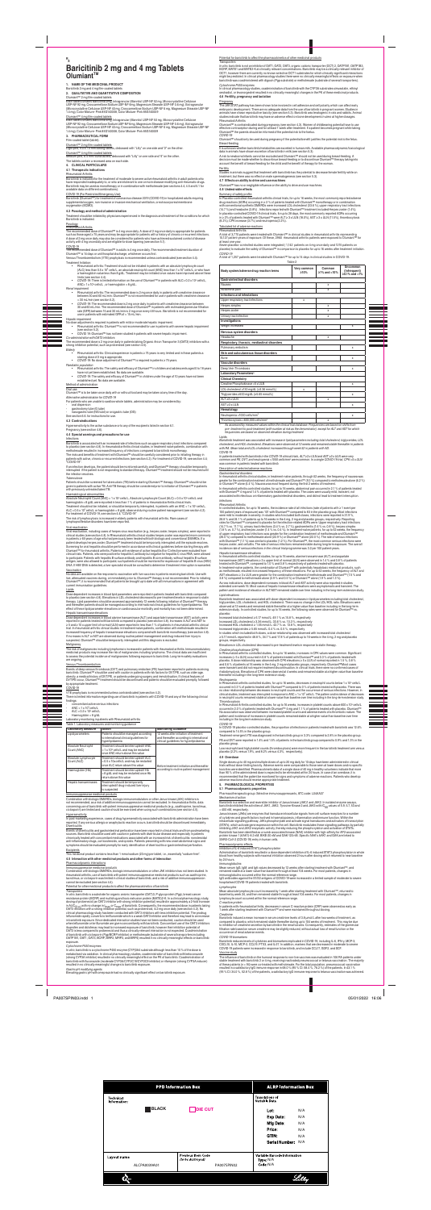Rx

# Baricitinib 2 mg and 4 mg Tablets Olumiant™

## 1. NAME OF THE MEDICINAL PRODUCT

Baricitinib 2 mg and 4 mg film coated tablets

## 2. QUALITATIVE AND QUANTITATIVE COMPOSITION

## 3. PHARMACEUTICAL FORM

## 4. CLINICAL PARTICULARS

### 4.1 Therapeutic indications

### 4.2 Posology and method of administration

### 4.3 Contraindications

### 4.4 Special warnings and precautions for use

Table 1

| Laboratory measure | Action | Monitoring guidance |
|---|---|---|
| Lipid parameters | | |
| Absolute Neutrophil Count (ANC) | | |
| Absolute Lymphocyte Count (ALC) | | |
| Haemoglobin (Hb) | | |
| Hepatic transaminases | | |

### 4.5 Interaction with other medicinal products and other forms of interaction

### 4.6 Fertility, pregnancy and lactation

### 4.7 Effects on ability to drive and use machines

### 4.8 Undesirable effects

Table 2

| Body system/adverse reaction terms | Very common ≥10% | Common ≥1% and <10% | Uncommon (infrequent) ≥0.1% and <1% |
|---|---|---|---|
| **Gastrointestinal disorders** | | | |
| Nausea | | | |
| Abdominal pain | | | |
| **Infections and infestations** | | | |
| Upper respiratory tract infections | | | |
| Herpes simplex | | | |
| Herpes zoster | | | |
| Urinary tract infections | | | |
| **Investigations** | | | |
| Weight increased | | | |
| **Nervous system disorders** | | | |
| Headache | | | |
| **Respiratory, thoracic, mediastinal disorders** | | | |
| Pulmonary embolism | | | |
| **Skin and subcutaneous tissue disorders** | | | |
| Acne | | | |
| **Vascular disorders** | | | |
| Deep Vein Thrombosis | | | |
| **Laboratory Parameters** | | | |
| **Clinical Chemistry** | | | |
| ALT ≥3 x ULN | | | |
| LDL cholesterol ≥3.36 mmol/L | | | |
| Triglycerides ≥5.65 mmol/L | | | |
| AST ≥3 x ULN | | | |
| **Haematology** | | | |
| Neutrophils <1000 cells/mm³ | | | |

### 4.9 Overdose

## 5. PHARMACOLOGICAL PROPERTIES

### 5.1 Pharmacodynamic properties

| PPD Information Box | | ALRP Information Box | |
|---|---|---|---|
| Technical Information: | BLACK / DIE CUT | Translation of Variable Data | Lot: N/A |
| | | | Exp Date: N/A |
| | | | Mfg Date: N/A |
| | | | Price: N/A |
| | | | GTIN: N/A |
| Layout name: ALCPA0094A01 | Previous Item Code (to be destroyed): PA097SPIN03 | | Serial Number: N/A |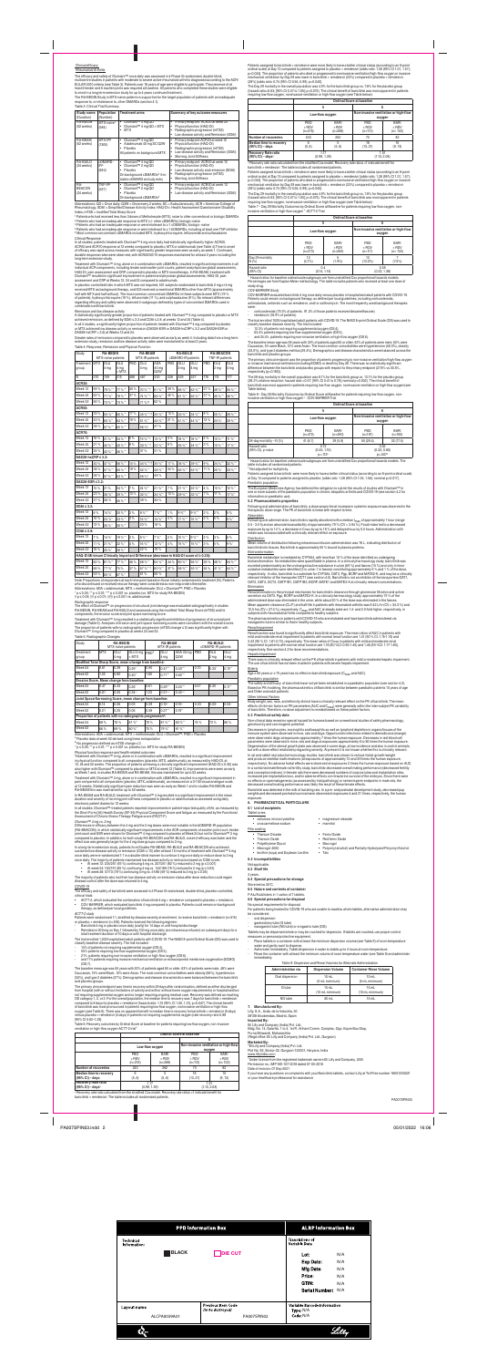## Clinical Studies

### Rheumatoid Arthritis

The efficacy and safety of Olumiant™ once daily was assessed in 4 Phase III randomised, double-blind, multicentre studies in patients with moderate to severe active rheumatoid arthritis diagnosed according to the ACR/EULAR 2010 criteria (see Table 5). Patients over 18 years of age were eligible to participate. The presence of at least 6 tender and 6 swollen joints was required at baseline. All patients who completed these studies were eligible to enrol in a long term extension study for up to 4 years continued treatment.

The RA-BEGIN Study in MTX-naïve patients is supportive for the target population of patients with an inadequate response to, or intolerance to, other DMARDs (section 4.1).

Table 5. Clinical Trials Summary

| Study name (Duration) | Population (Number randomised) | Treatment arms | Summary of key outcome measures |
|---|---|---|---|
| RA-BEGIN (52 weeks) | MTX-naïve[1] (584) | Olumiant™ 4 mg QD; Olumiant™ 4 mg QD + MTX; MTX | Primary endpoint: ACR20 at week 24; Physical function (HAQ-DI); Radiographic progression (mTSS); Low disease activity and Remission (SDAI) |
| RA-BEAM (52 weeks) | MTX-IR[2] (1305) | Olumiant™ 4 mg QD; Adalimumab 40 mg SC Q2W; Placebo; All patients on background MTX | Primary endpoint: ACR20 at week 12; Physical function (HAQ-DI); Radiographic progression (mTSS); Low disease activity and Remission (SDAI); Morning Joint Stiffness |
| RA-BUILD (24 weeks) | cDMARD-IR[3] (684) | Olumiant™ 4 mg QD; Olumiant™ 2 mg QD; Placebo; Background cDMARDs[5] if on stable cDMARD at study entry | Primary endpoint: ACR20 at week 12; Physical function (HAQ-DI); Low disease activity and remission (SDAI); Radiographic progression (mTSS); Morning Joint Stiffness |
| RA-BEACON (24 weeks) | TNF-IR[4] (527) | Olumiant™ 4 mg QD; Olumiant™ 2 mg QD; Placebo; Background cDMARDs[5] | Primary endpoint: ACR20 at week 12; Physical function (HAQ-DI); Low disease activity and remission (SDAI) |

Abbreviations: QD = Once daily; Q2W = Once every 2 weeks; SC = Subcutaneously; ACR = American College of Rheumatology; SDAI = Simplified Disease Activity Index; HAQ-DI = Health Assessment Questionnaire-Disability Index; mTSS = modified Total Sharp Score

[1] Patients who had received less than 3 doses of Methotrexate (MTX); naïve to other conventional or biologic DMARDs
[2] Patients who had an inadequate response to MTX (+/- other cDMARDs); biologic-naïve
[3] Patients who had an inadequate response or were intolerant to ≥ 1 cDMARDs; biologic-naïve
[4] Patients who had an inadequate response or were intolerant to ≥ 1 bDMARDs; including at least one TNF inhibitor
[5] Most common concomitant cDMARDs included MTX, hydroxychloroquine, leflunomide and sulfasalazine

### COVID-19

Patients assigned to baricitinib + remdesivir were more likely to have a better clinical status at Day 15 compared to patients assigned to placebo + remdesivir.

Table 7. Outcomes by Ordinal Score at Baseline for patients requiring low-flow oxygen, non-invasive ventilation or high-flow oxygen – ACTT-2 Trial

| | Ordinal Score at baseline | | | |
|---|---|---|---|---|
| | 5 | | 6 | |
| | Low-flow oxygen | | Non-invasive ventilation or high-flow oxygen | |
| | PBO + RDV | BARI + RDV | PBO + RDV | BARI + RDV |
| Number of recoveries | 262 | 242 | 73 | 79 |
| Median time to recovery (95% CI) - days | 5 (4, 6) | 6 (5, 6) | 18 (13, 21) | 10 (9, 13) |
| Recovery Rate ratio (95% CI) - days | (0.98, 1.39) | | 1.51 (1.10, 2.08) | |

Recovery rate ratio was calculated from the stratified Cox model. Recovery rate ratio > 1 indicated benefit for baricitinib + remdesivir. The table includes all randomised patients.

## 6. PHARMACEUTICAL PARTICULARS

### 6.1 List of excipients

Tablet cores
- Cellulose, microcrystalline
- Croscarmellose sodium
- Magnesium stearate
- Mannitol

Film coating
- Titanium Dioxide
- Ferric Oxide
- Polyethylene Glycol
- Lecithin (soya) and Soybean Lecithin
- Ferric Oxide Red
- Talc
- Polyvinyl alcohol (partially hydrolysed Polyvinyl Alcohol)

### 6.2 Incompatibilities
Not applicable.

### 6.3 Shelf life
2 years

### 6.4 Special precautions for storage
Store below 30°C.

### 6.5 Nature and contents of container
PA/Al/Aluminium/PVC blisters.

### 6.6 Special precautions for disposal
No special requirements for disposal.

### 7. By manufactured by:
Lilly S.A., Avda. de la Industria, 30, 28108 Alcobendas, Madrid, Spain

**Imported By:**
Eli Lilly and Company (India) Pvt. Ltd.

**Marketed by:**
Eli Lilly and Company (India) Pvt. Ltd.

If you have any questions or complaints with your Eli Lilly product, please contact Lilly at Toll Free number 1800 123 6037 or your healthcare professional for assistance.

| PPD Information Box | ALRP Information Box |
|---|---|
| Technical Information: BLACK, DIE CUT | Translated via Variable Data: Lot: N/A; Exp Date: N/A; Mfg Date: N/A; Price: N/A; GTIN: N/A; Serial Number: N/A |
| Layout name | Previous Item Code (to be destroyed) |
| Variable Data Information Code: N/A | |